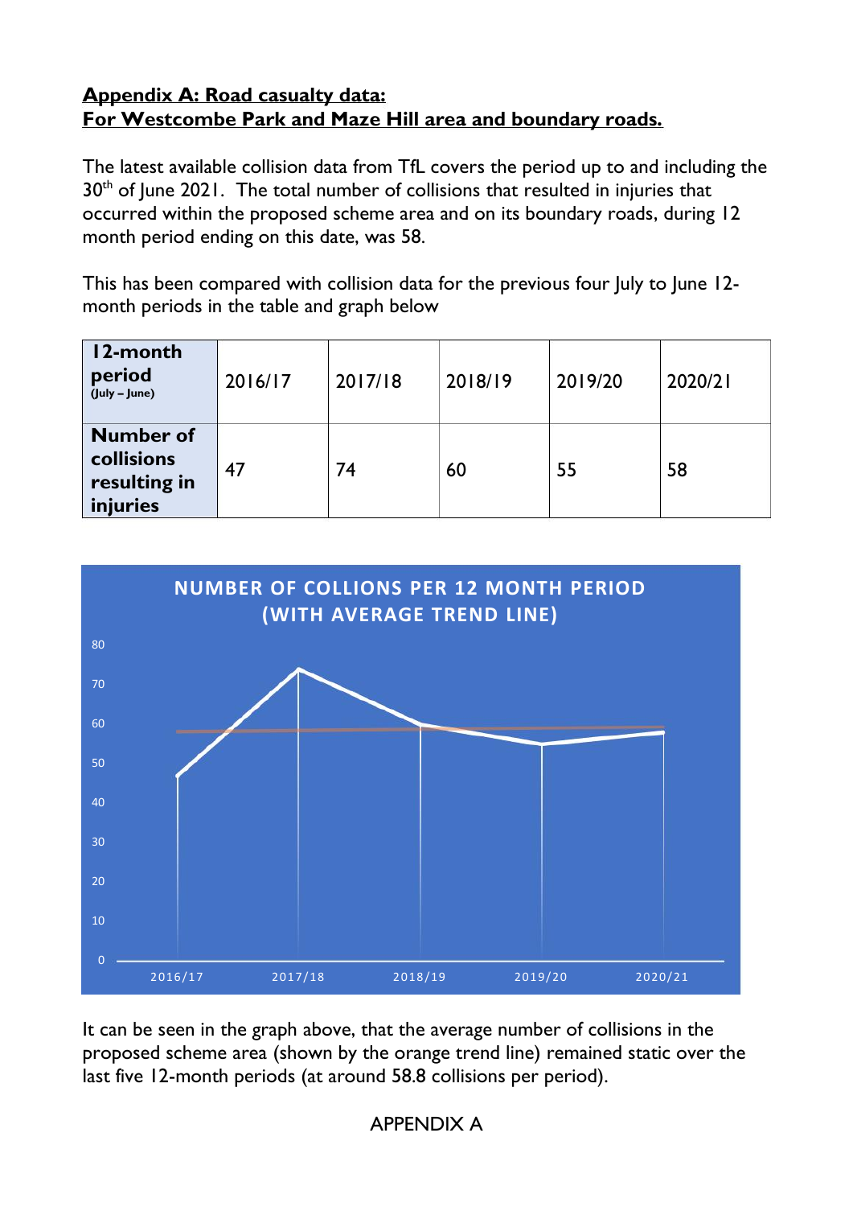**Appendix A: Road casualty data:**
**For Westcombe Park and Maze Hill area and boundary roads.**

The latest available collision data from TfL covers the period up to and including the 30th of June 2021. The total number of collisions that resulted in injuries that occurred within the proposed scheme area and on its boundary roads, during 12 month period ending on this date, was 58.

This has been compared with collision data for the previous four July to June 12-month periods in the table and graph below

| **12-month period** (July – June) | 2016/17 | 2017/18 | 2018/19 | 2019/20 | 2020/21 |
|---|---|---|---|---|---|
| **Number of collisions resulting in injuries** | 47 | 74 | 60 | 55 | 58 |

**NUMBER OF COLLIONS PER 12 MONTH PERIOD (WITH AVERAGE TREND LINE)**

It can be seen in the graph above, that the average number of collisions in the proposed scheme area (shown by the orange trend line) remained static over the last five 12-month periods (at around 58.8 collisions per period).

APPENDIX A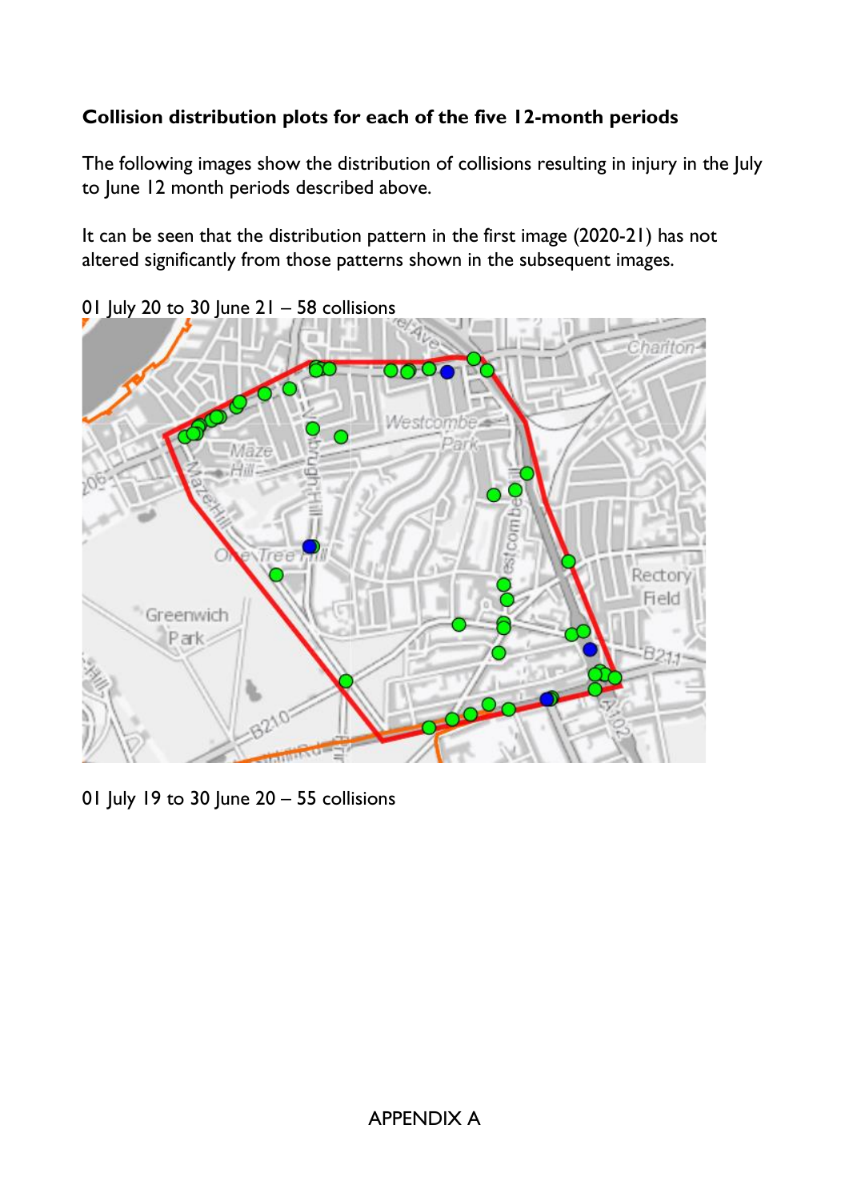**Collision distribution plots for each of the five 12-month periods**

The following images show the distribution of collisions resulting in injury in the July to June 12 month periods described above.

It can be seen that the distribution pattern in the first image (2020-21) has not altered significantly from those patterns shown in the subsequent images.

01 July 20 to 30 June 21 – 58 collisions

01 July 19 to 30 June 20 – 55 collisions

APPENDIX A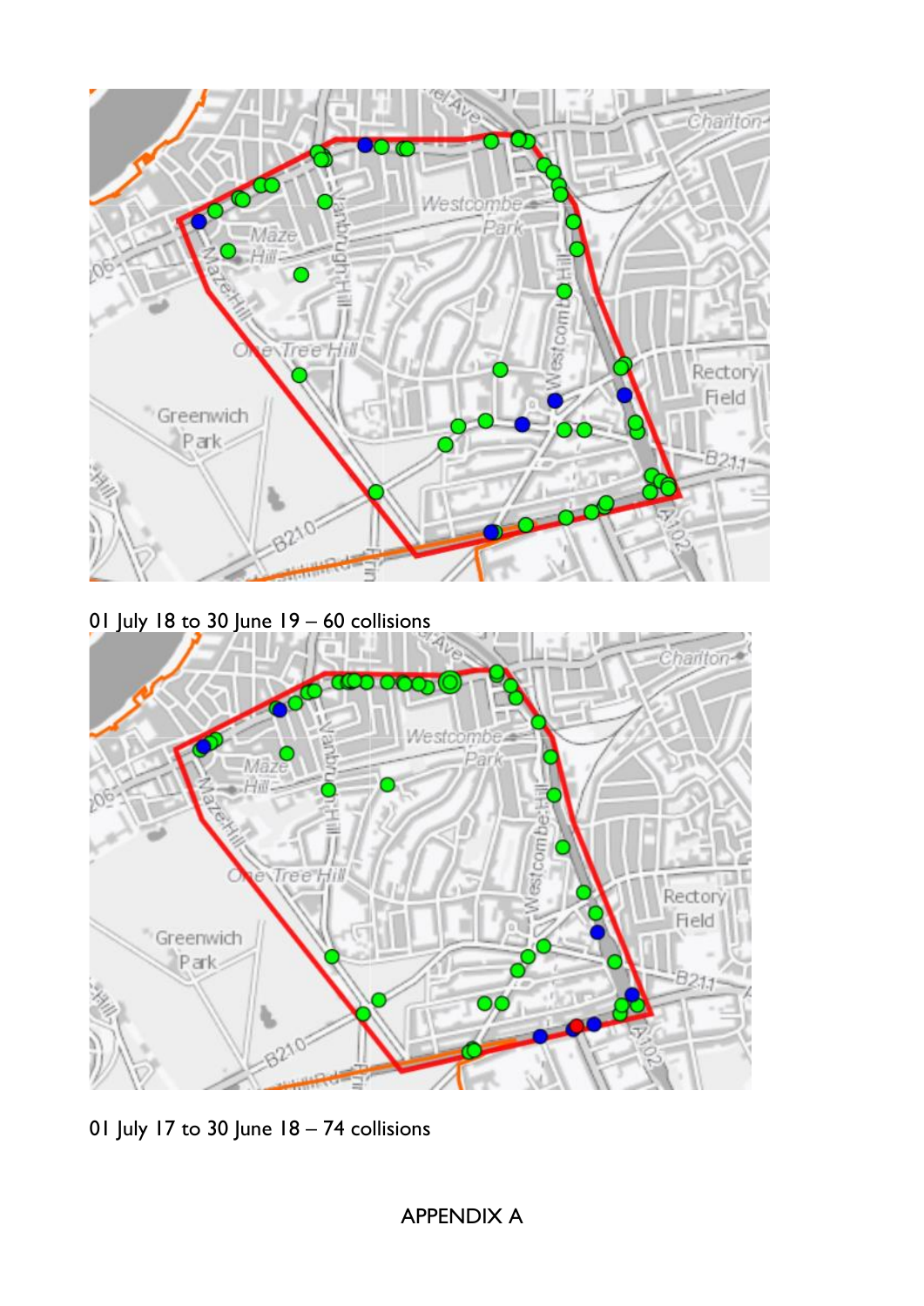01 July 18 to 30 June 19 – 60 collisions

01 July 17 to 30 June 18 – 74 collisions

APPENDIX A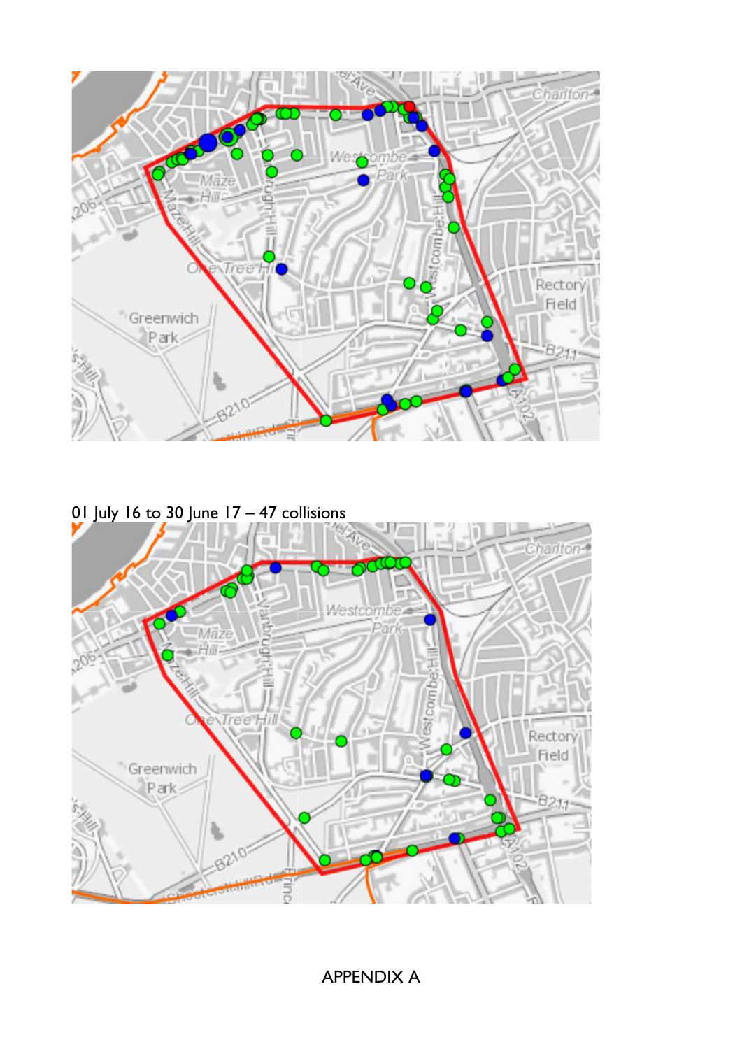01 July 16 to 30 June 17 – 47 collisions

APPENDIX A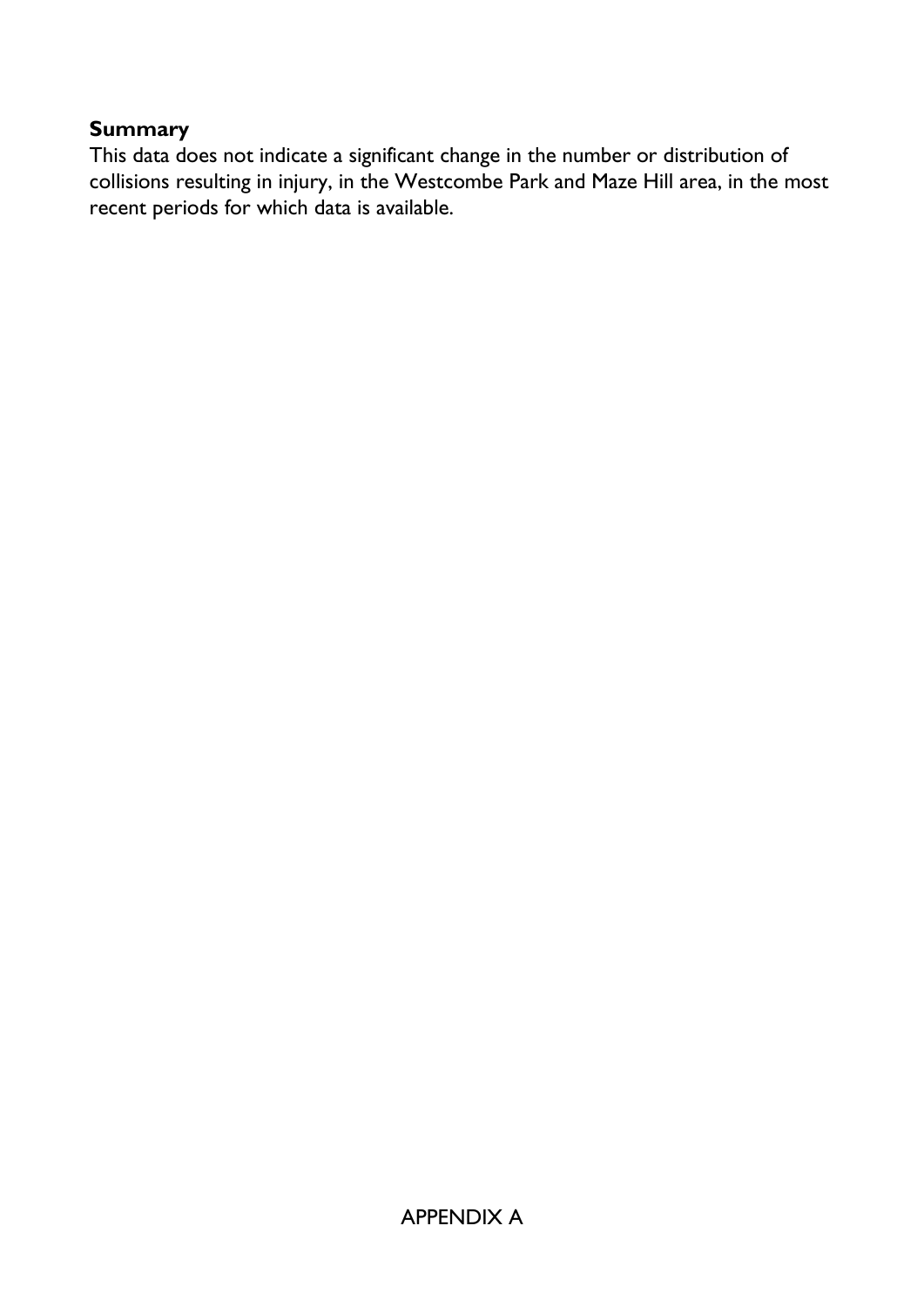**Summary**

This data does not indicate a significant change in the number or distribution of collisions resulting in injury, in the Westcombe Park and Maze Hill area, in the most recent periods for which data is available.

APPENDIX A